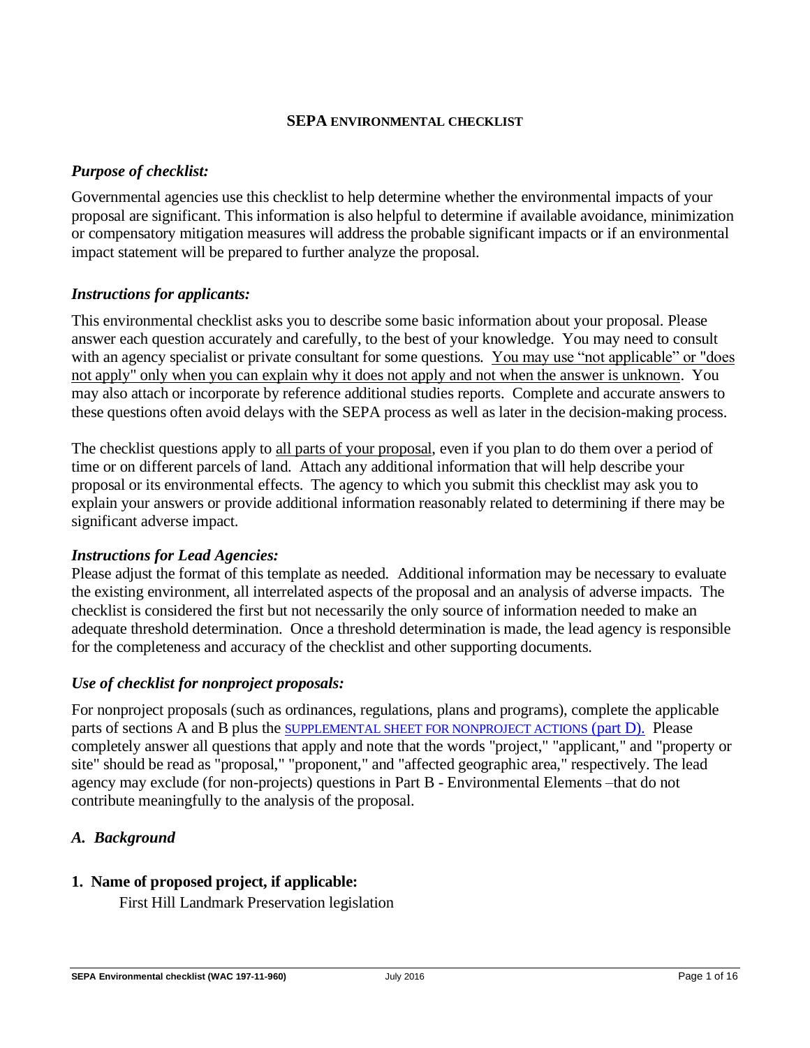# SEPA ENVIRONMENTAL CHECKLIST

### *Purpose of checklist:*

Governmental agencies use this checklist to help determine whether the environmental impacts of your proposal are significant. This information is also helpful to determine if available avoidance, minimization or compensatory mitigation measures will address the probable significant impacts or if an environmental impact statement will be prepared to further analyze the proposal.

### *Instructions for applicants:*

This environmental checklist asks you to describe some basic information about your proposal. Please answer each question accurately and carefully, to the best of your knowledge. You may need to consult with an agency specialist or private consultant for some questions. <u>You may use "not applicable" or "does not apply" only when you can explain why it does not apply and not when the answer is unknown</u>. You may also attach or incorporate by reference additional studies reports. Complete and accurate answers to these questions often avoid delays with the SEPA process as well as later in the decision-making process.

The checklist questions apply to <u>all parts of your proposal</u>, even if you plan to do them over a period of time or on different parcels of land. Attach any additional information that will help describe your proposal or its environmental effects. The agency to which you submit this checklist may ask you to explain your answers or provide additional information reasonably related to determining if there may be significant adverse impact.

### *Instructions for Lead Agencies:*

Please adjust the format of this template as needed. Additional information may be necessary to evaluate the existing environment, all interrelated aspects of the proposal and an analysis of adverse impacts. The checklist is considered the first but not necessarily the only source of information needed to make an adequate threshold determination. Once a threshold determination is made, the lead agency is responsible for the completeness and accuracy of the checklist and other supporting documents.

### *Use of checklist for nonproject proposals:*

For nonproject proposals (such as ordinances, regulations, plans and programs), complete the applicable parts of sections A and B plus the SUPPLEMENTAL SHEET FOR NONPROJECT ACTIONS (part D). Please completely answer all questions that apply and note that the words "project," "applicant," and "property or site" should be read as "proposal," "proponent," and "affected geographic area," respectively. The lead agency may exclude (for non-projects) questions in Part B - Environmental Elements –that do not contribute meaningfully to the analysis of the proposal.

## *A. Background*

**1. Name of proposed project, if applicable:**

First Hill Landmark Preservation legislation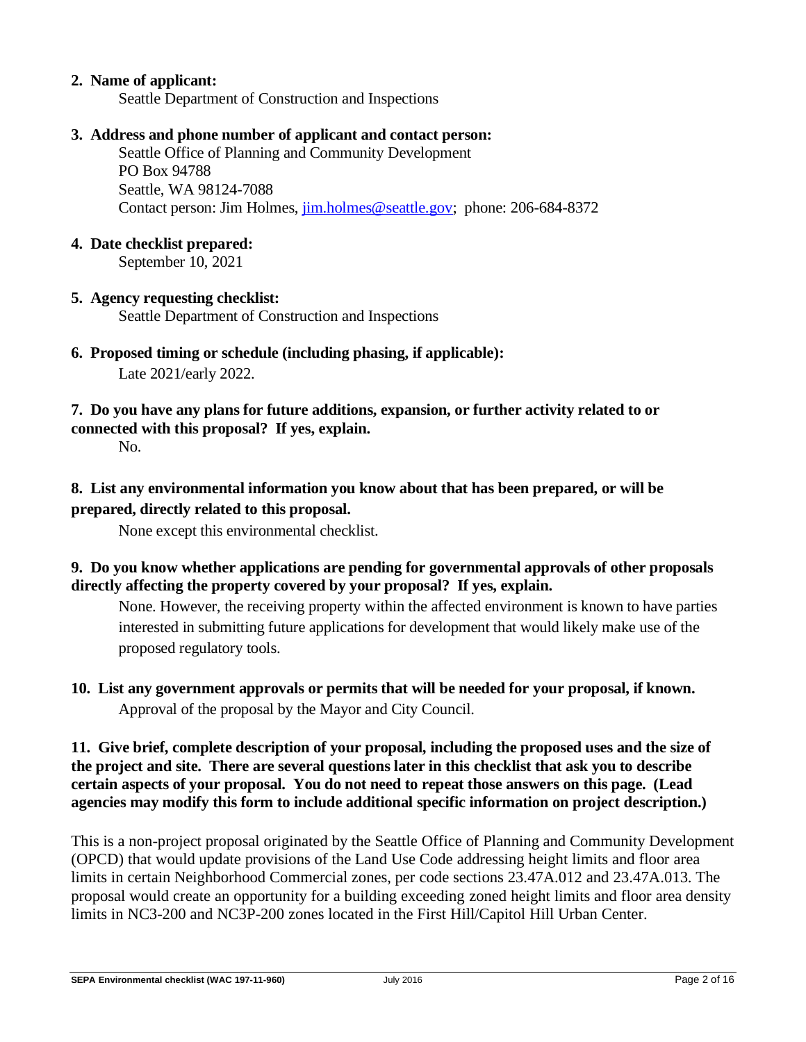**2. Name of applicant:**

Seattle Department of Construction and Inspections

**3. Address and phone number of applicant and contact person:**

Seattle Office of Planning and Community Development
PO Box 94788
Seattle, WA 98124-7088
Contact person: Jim Holmes, jim.holmes@seattle.gov; phone: 206-684-8372

**4. Date checklist prepared:**

September 10, 2021

**5. Agency requesting checklist:**

Seattle Department of Construction and Inspections

**6. Proposed timing or schedule (including phasing, if applicable):**

Late 2021/early 2022.

**7. Do you have any plans for future additions, expansion, or further activity related to or connected with this proposal? If yes, explain.**

No.

**8. List any environmental information you know about that has been prepared, or will be prepared, directly related to this proposal.**

None except this environmental checklist.

**9. Do you know whether applications are pending for governmental approvals of other proposals directly affecting the property covered by your proposal? If yes, explain.**

None. However, the receiving property within the affected environment is known to have parties interested in submitting future applications for development that would likely make use of the proposed regulatory tools.

**10. List any government approvals or permits that will be needed for your proposal, if known.**

Approval of the proposal by the Mayor and City Council.

**11. Give brief, complete description of your proposal, including the proposed uses and the size of the project and site. There are several questions later in this checklist that ask you to describe certain aspects of your proposal. You do not need to repeat those answers on this page. (Lead agencies may modify this form to include additional specific information on project description.)**

This is a non-project proposal originated by the Seattle Office of Planning and Community Development (OPCD) that would update provisions of the Land Use Code addressing height limits and floor area limits in certain Neighborhood Commercial zones, per code sections 23.47A.012 and 23.47A.013. The proposal would create an opportunity for a building exceeding zoned height limits and floor area density limits in NC3-200 and NC3P-200 zones located in the First Hill/Capitol Hill Urban Center.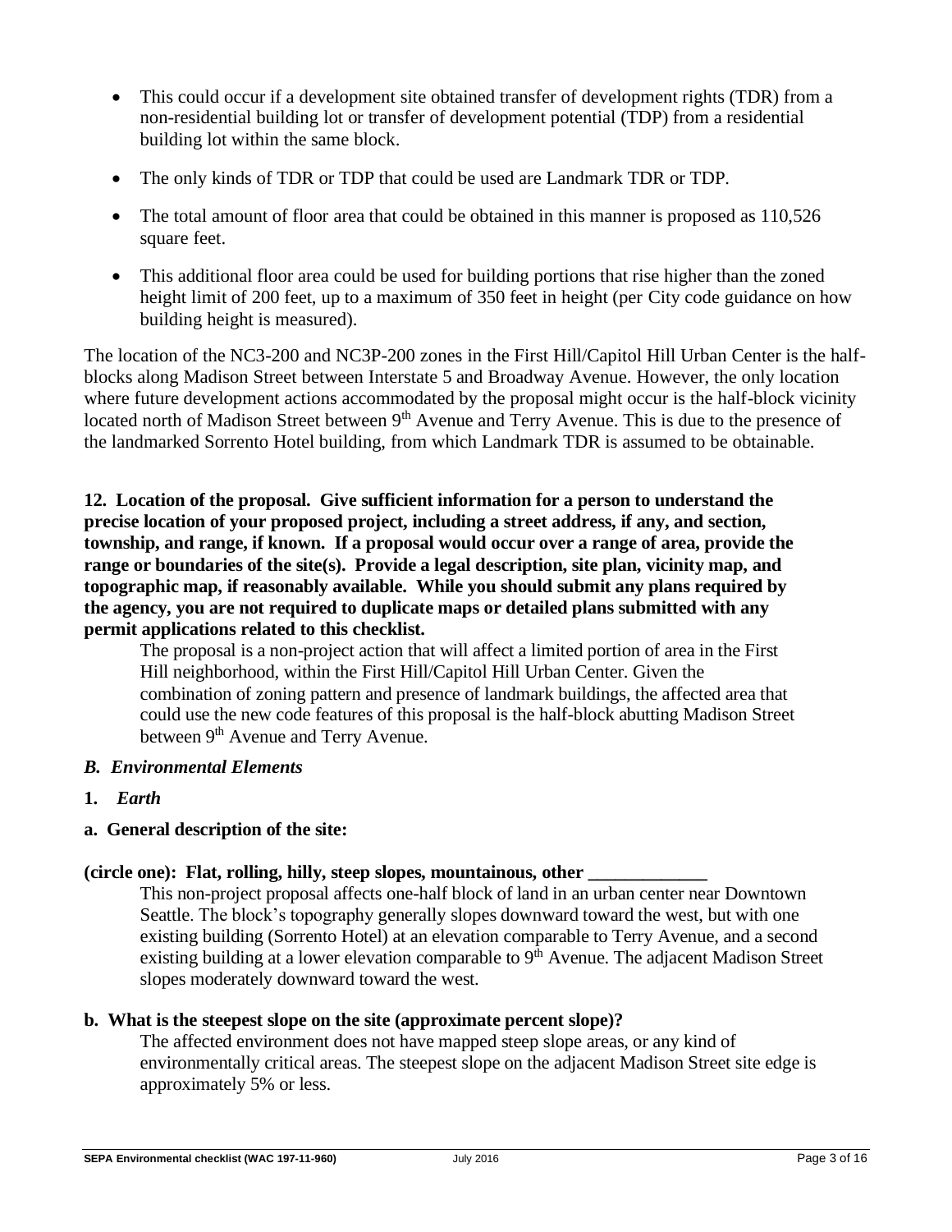- This could occur if a development site obtained transfer of development rights (TDR) from a non-residential building lot or transfer of development potential (TDP) from a residential building lot within the same block.
- The only kinds of TDR or TDP that could be used are Landmark TDR or TDP.
- The total amount of floor area that could be obtained in this manner is proposed as 110,526 square feet.
- This additional floor area could be used for building portions that rise higher than the zoned height limit of 200 feet, up to a maximum of 350 feet in height (per City code guidance on how building height is measured).

The location of the NC3-200 and NC3P-200 zones in the First Hill/Capitol Hill Urban Center is the half-blocks along Madison Street between Interstate 5 and Broadway Avenue. However, the only location where future development actions accommodated by the proposal might occur is the half-block vicinity located north of Madison Street between 9th Avenue and Terry Avenue. This is due to the presence of the landmarked Sorrento Hotel building, from which Landmark TDR is assumed to be obtainable.

**12. Location of the proposal. Give sufficient information for a person to understand the precise location of your proposed project, including a street address, if any, and section, township, and range, if known. If a proposal would occur over a range of area, provide the range or boundaries of the site(s). Provide a legal description, site plan, vicinity map, and topographic map, if reasonably available. While you should submit any plans required by the agency, you are not required to duplicate maps or detailed plans submitted with any permit applications related to this checklist.**

The proposal is a non-project action that will affect a limited portion of area in the First Hill neighborhood, within the First Hill/Capitol Hill Urban Center. Given the combination of zoning pattern and presence of landmark buildings, the affected area that could use the new code features of this proposal is the half-block abutting Madison Street between 9th Avenue and Terry Avenue.

### *B. Environmental Elements*

**1.** ***Earth***

**a. General description of the site:**

**(circle one): Flat, rolling, hilly, steep slopes, mountainous, other _____________**

This non-project proposal affects one-half block of land in an urban center near Downtown Seattle. The block's topography generally slopes downward toward the west, but with one existing building (Sorrento Hotel) at an elevation comparable to Terry Avenue, and a second existing building at a lower elevation comparable to 9th Avenue. The adjacent Madison Street slopes moderately downward toward the west.

**b. What is the steepest slope on the site (approximate percent slope)?**

The affected environment does not have mapped steep slope areas, or any kind of environmentally critical areas. The steepest slope on the adjacent Madison Street site edge is approximately 5% or less.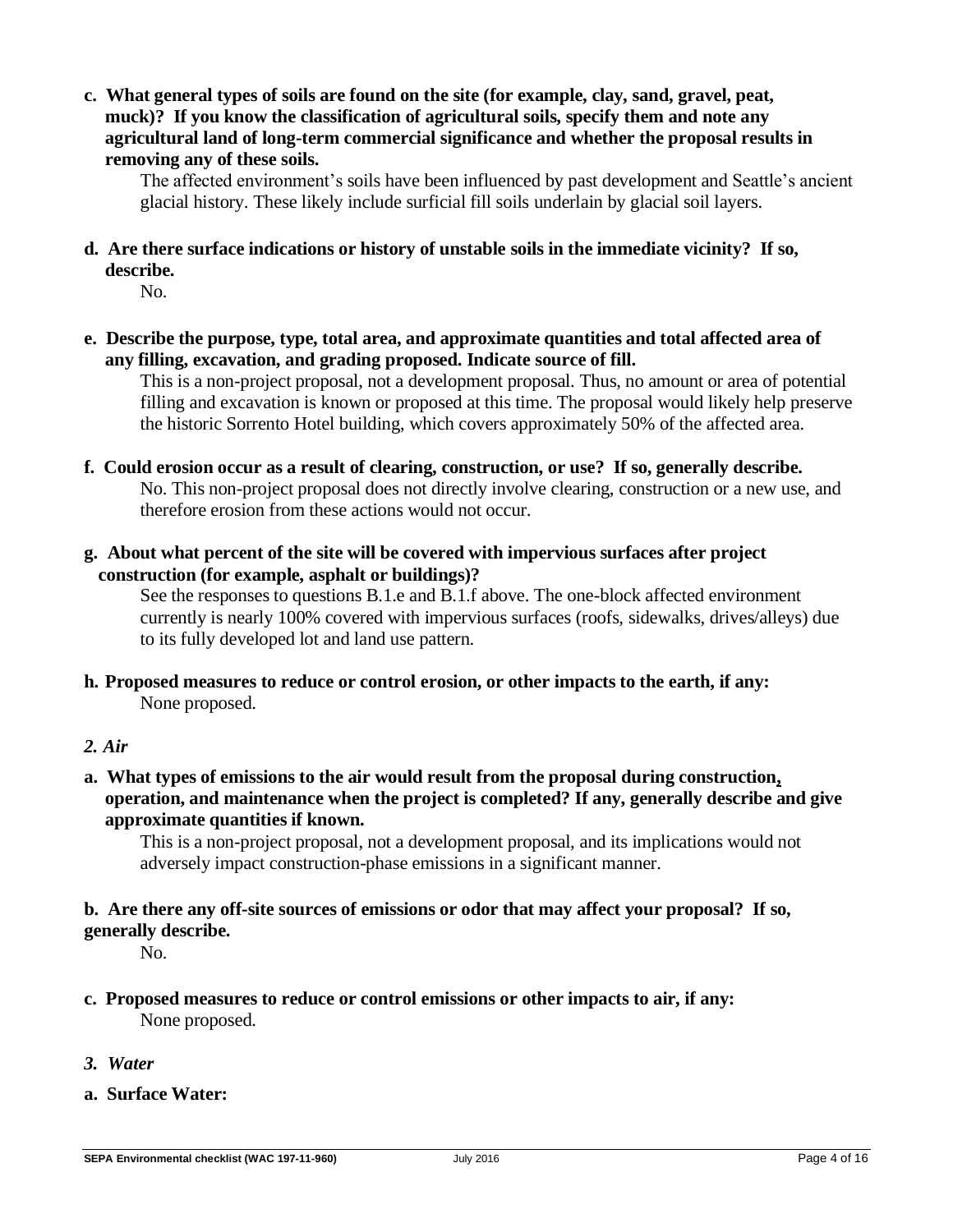**c. What general types of soils are found on the site (for example, clay, sand, gravel, peat, muck)? If you know the classification of agricultural soils, specify them and note any agricultural land of long-term commercial significance and whether the proposal results in removing any of these soils.**

The affected environment's soils have been influenced by past development and Seattle's ancient glacial history. These likely include surficial fill soils underlain by glacial soil layers.

**d. Are there surface indications or history of unstable soils in the immediate vicinity? If so, describe.**

No.

**e. Describe the purpose, type, total area, and approximate quantities and total affected area of any filling, excavation, and grading proposed. Indicate source of fill.**

This is a non-project proposal, not a development proposal. Thus, no amount or area of potential filling and excavation is known or proposed at this time. The proposal would likely help preserve the historic Sorrento Hotel building, which covers approximately 50% of the affected area.

**f. Could erosion occur as a result of clearing, construction, or use? If so, generally describe.**

No. This non-project proposal does not directly involve clearing, construction or a new use, and therefore erosion from these actions would not occur.

**g. About what percent of the site will be covered with impervious surfaces after project construction (for example, asphalt or buildings)?**

See the responses to questions B.1.e and B.1.f above. The one-block affected environment currently is nearly 100% covered with impervious surfaces (roofs, sidewalks, drives/alleys) due to its fully developed lot and land use pattern.

**h. Proposed measures to reduce or control erosion, or other impacts to the earth, if any:**

None proposed.

***2. Air***

**a. What types of emissions to the air would result from the proposal during construction, operation, and maintenance when the project is completed? If any, generally describe and give approximate quantities if known.**

This is a non-project proposal, not a development proposal, and its implications would not adversely impact construction-phase emissions in a significant manner.

**b. Are there any off-site sources of emissions or odor that may affect your proposal? If so, generally describe.**

No.

**c. Proposed measures to reduce or control emissions or other impacts to air, if any:**

None proposed.

***3. Water***

**a. Surface Water:**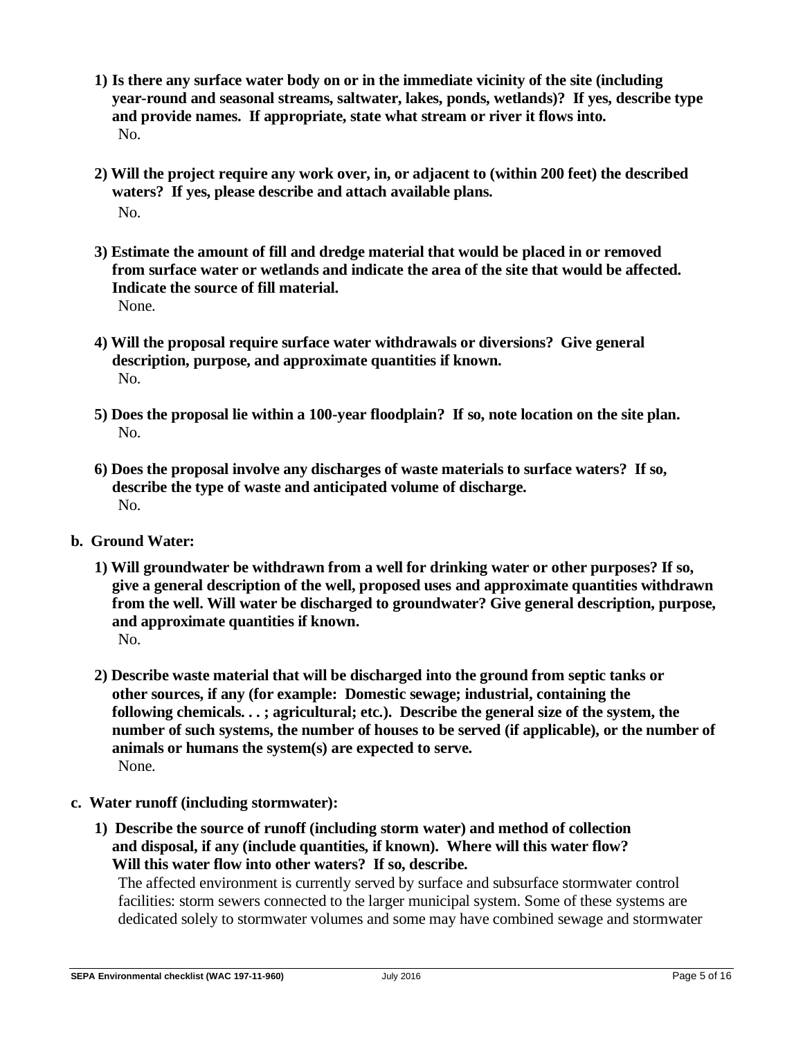1) **Is there any surface water body on or in the immediate vicinity of the site (including year-round and seasonal streams, saltwater, lakes, ponds, wetlands)? If yes, describe type and provide names. If appropriate, state what stream or river it flows into.**
   No.

2) **Will the project require any work over, in, or adjacent to (within 200 feet) the described waters? If yes, please describe and attach available plans.**
   No.

3) **Estimate the amount of fill and dredge material that would be placed in or removed from surface water or wetlands and indicate the area of the site that would be affected. Indicate the source of fill material.**
   None.

4) **Will the proposal require surface water withdrawals or diversions? Give general description, purpose, and approximate quantities if known.**
   No.

5) **Does the proposal lie within a 100-year floodplain? If so, note location on the site plan.**
   No.

6) **Does the proposal involve any discharges of waste materials to surface waters? If so, describe the type of waste and anticipated volume of discharge.**
   No.

**b. Ground Water:**

1) **Will groundwater be withdrawn from a well for drinking water or other purposes? If so, give a general description of the well, proposed uses and approximate quantities withdrawn from the well. Will water be discharged to groundwater? Give general description, purpose, and approximate quantities if known.**
   No.

2) **Describe waste material that will be discharged into the ground from septic tanks or other sources, if any (for example: Domestic sewage; industrial, containing the following chemicals. . . ; agricultural; etc.). Describe the general size of the system, the number of such systems, the number of houses to be served (if applicable), or the number of animals or humans the system(s) are expected to serve.**
   None.

**c. Water runoff (including stormwater):**

1) **Describe the source of runoff (including storm water) and method of collection and disposal, if any (include quantities, if known). Where will this water flow? Will this water flow into other waters? If so, describe.**
   The affected environment is currently served by surface and subsurface stormwater control facilities: storm sewers connected to the larger municipal system. Some of these systems are dedicated solely to stormwater volumes and some may have combined sewage and stormwater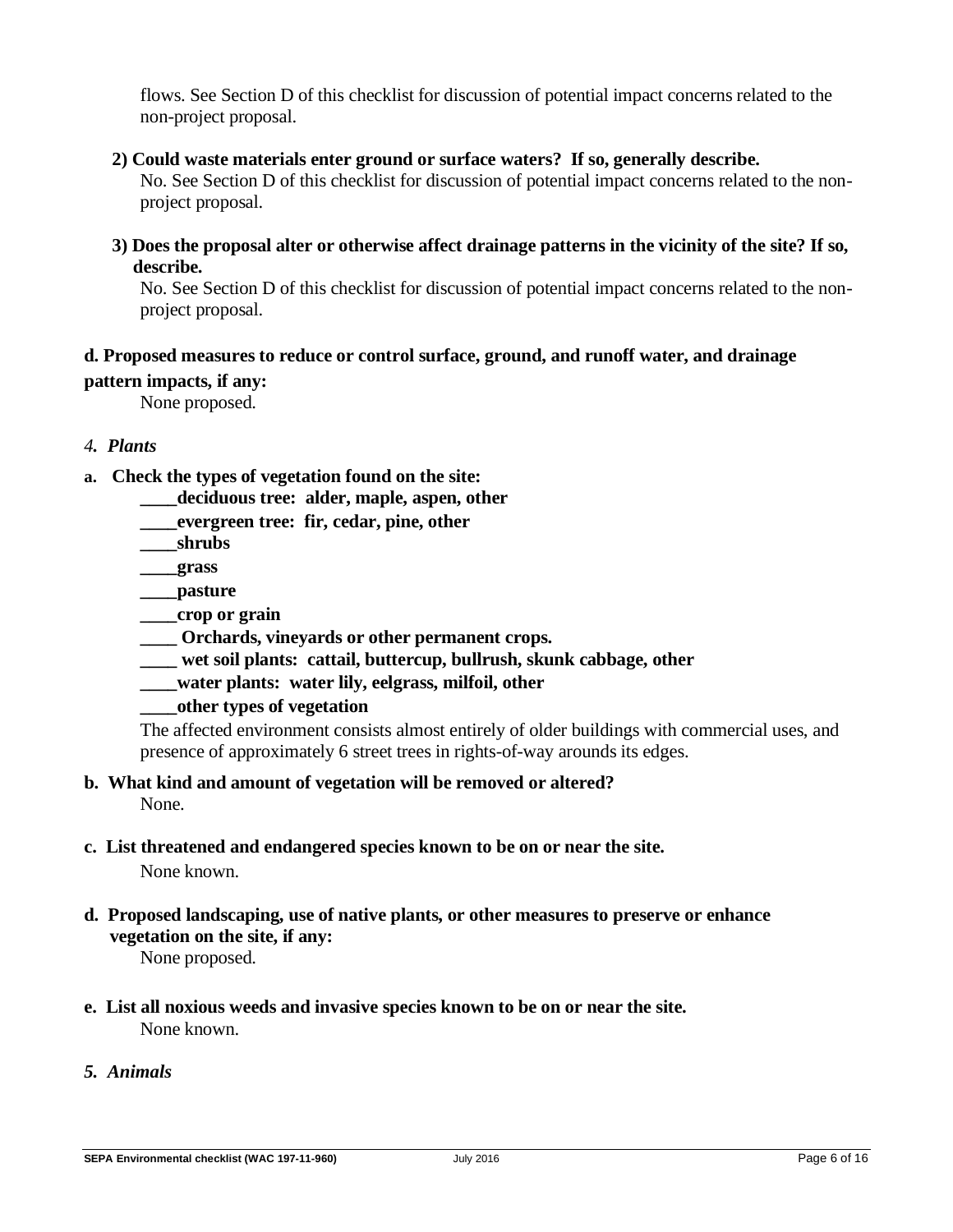flows. See Section D of this checklist for discussion of potential impact concerns related to the non-project proposal.

**2) Could waste materials enter ground or surface waters? If so, generally describe.**

No. See Section D of this checklist for discussion of potential impact concerns related to the non-project proposal.

**3) Does the proposal alter or otherwise affect drainage patterns in the vicinity of the site? If so, describe.**

No. See Section D of this checklist for discussion of potential impact concerns related to the non-project proposal.

**d. Proposed measures to reduce or control surface, ground, and runoff water, and drainage pattern impacts, if any:**

None proposed.

### *4. Plants*

**a. Check the types of vegetation found on the site:**

**____deciduous tree: alder, maple, aspen, other**
**____evergreen tree: fir, cedar, pine, other**
**____shrubs**
**____grass**
**____pasture**
**____crop or grain**
**____ Orchards, vineyards or other permanent crops.**
**____ wet soil plants: cattail, buttercup, bullrush, skunk cabbage, other**
**____water plants: water lily, eelgrass, milfoil, other**
**____other types of vegetation**

The affected environment consists almost entirely of older buildings with commercial uses, and presence of approximately 6 street trees in rights-of-way arounds its edges.

**b. What kind and amount of vegetation will be removed or altered?**

None.

**c. List threatened and endangered species known to be on or near the site.**

None known.

**d. Proposed landscaping, use of native plants, or other measures to preserve or enhance vegetation on the site, if any:**

None proposed.

**e. List all noxious weeds and invasive species known to be on or near the site.**

None known.

### *5. Animals*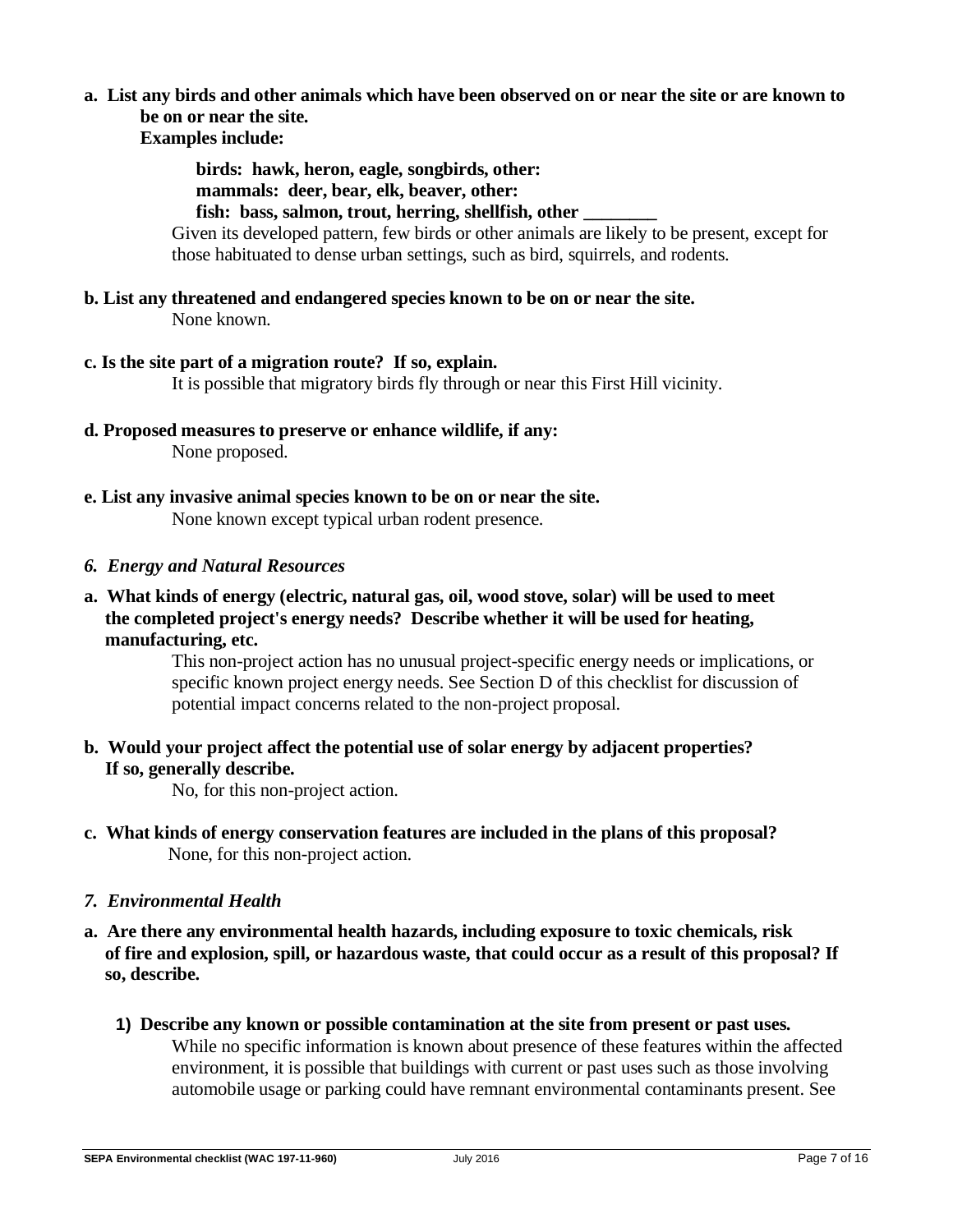**a. List any birds and other animals which have been observed on or near the site or are known to be on or near the site.**
**Examples include:**

**birds: hawk, heron, eagle, songbirds, other:**
**mammals: deer, bear, elk, beaver, other:**
**fish: bass, salmon, trout, herring, shellfish, other ________**

Given its developed pattern, few birds or other animals are likely to be present, except for those habituated to dense urban settings, such as bird, squirrels, and rodents.

**b. List any threatened and endangered species known to be on or near the site.**

None known.

**c. Is the site part of a migration route? If so, explain.**

It is possible that migratory birds fly through or near this First Hill vicinity.

**d. Proposed measures to preserve or enhance wildlife, if any:**

None proposed.

**e. List any invasive animal species known to be on or near the site.**

None known except typical urban rodent presence.

### *6. Energy and Natural Resources*

**a. What kinds of energy (electric, natural gas, oil, wood stove, solar) will be used to meet the completed project's energy needs? Describe whether it will be used for heating, manufacturing, etc.**

This non-project action has no unusual project-specific energy needs or implications, or specific known project energy needs. See Section D of this checklist for discussion of potential impact concerns related to the non-project proposal.

**b. Would your project affect the potential use of solar energy by adjacent properties? If so, generally describe.**

No, for this non-project action.

**c. What kinds of energy conservation features are included in the plans of this proposal?**

None, for this non-project action.

### *7. Environmental Health*

**a. Are there any environmental health hazards, including exposure to toxic chemicals, risk of fire and explosion, spill, or hazardous waste, that could occur as a result of this proposal? If so, describe.**

1) **Describe any known or possible contamination at the site from present or past uses.**

   While no specific information is known about presence of these features within the affected environment, it is possible that buildings with current or past uses such as those involving automobile usage or parking could have remnant environmental contaminants present. See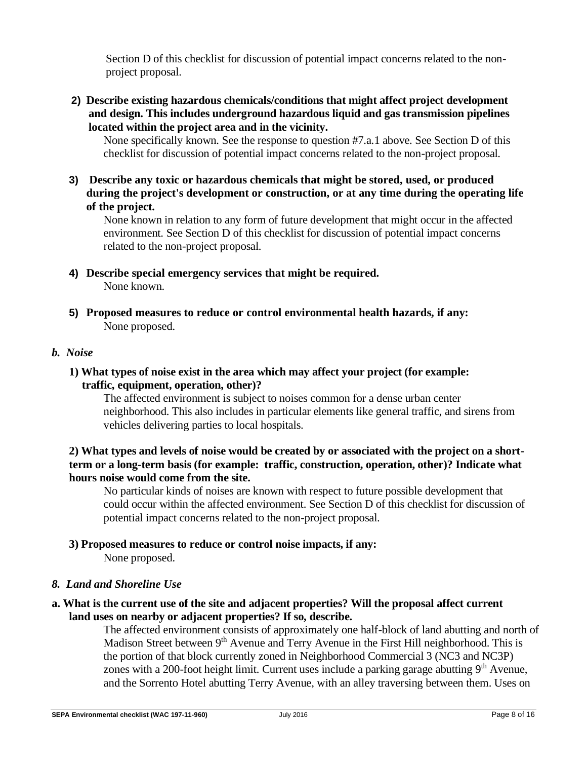Section D of this checklist for discussion of potential impact concerns related to the non-project proposal.

**2) Describe existing hazardous chemicals/conditions that might affect project development and design. This includes underground hazardous liquid and gas transmission pipelines located within the project area and in the vicinity.**

None specifically known. See the response to question #7.a.1 above. See Section D of this checklist for discussion of potential impact concerns related to the non-project proposal.

**3) Describe any toxic or hazardous chemicals that might be stored, used, or produced during the project's development or construction, or at any time during the operating life of the project.**

None known in relation to any form of future development that might occur in the affected environment. See Section D of this checklist for discussion of potential impact concerns related to the non-project proposal.

**4) Describe special emergency services that might be required.**

None known.

**5) Proposed measures to reduce or control environmental health hazards, if any:**

None proposed.

### *b. Noise*

**1) What types of noise exist in the area which may affect your project (for example: traffic, equipment, operation, other)?**

The affected environment is subject to noises common for a dense urban center neighborhood. This also includes in particular elements like general traffic, and sirens from vehicles delivering parties to local hospitals.

**2) What types and levels of noise would be created by or associated with the project on a short-term or a long-term basis (for example: traffic, construction, operation, other)? Indicate what hours noise would come from the site.**

No particular kinds of noises are known with respect to future possible development that could occur within the affected environment. See Section D of this checklist for discussion of potential impact concerns related to the non-project proposal.

**3) Proposed measures to reduce or control noise impacts, if any:**

None proposed.

## *8. Land and Shoreline Use*

**a. What is the current use of the site and adjacent properties? Will the proposal affect current land uses on nearby or adjacent properties? If so, describe.**

The affected environment consists of approximately one half-block of land abutting and north of Madison Street between 9th Avenue and Terry Avenue in the First Hill neighborhood. This is the portion of that block currently zoned in Neighborhood Commercial 3 (NC3 and NC3P) zones with a 200-foot height limit. Current uses include a parking garage abutting 9th Avenue, and the Sorrento Hotel abutting Terry Avenue, with an alley traversing between them. Uses on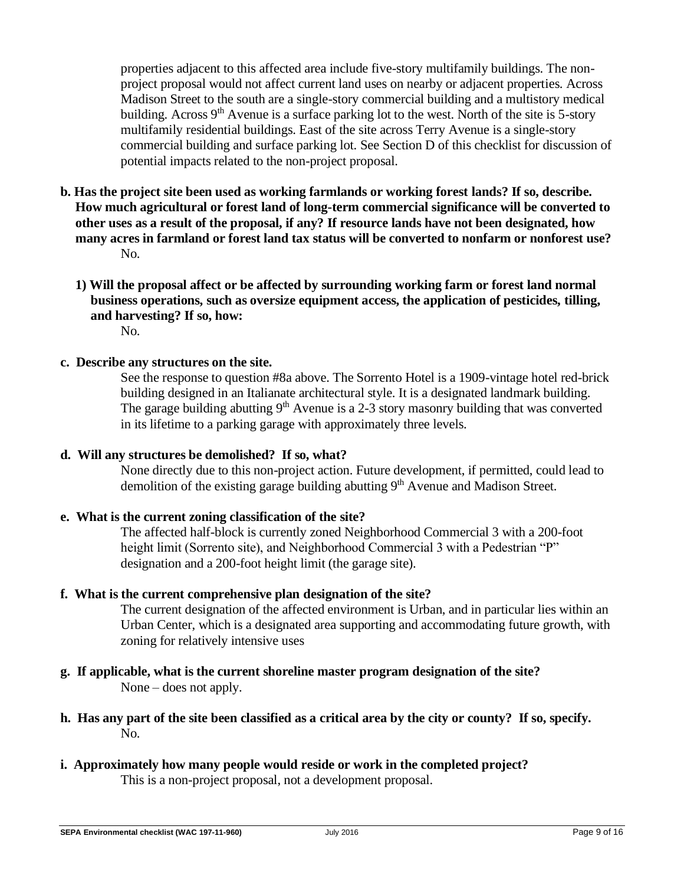properties adjacent to this affected area include five-story multifamily buildings. The non-project proposal would not affect current land uses on nearby or adjacent properties. Across Madison Street to the south are a single-story commercial building and a multistory medical building. Across 9th Avenue is a surface parking lot to the west. North of the site is 5-story multifamily residential buildings. East of the site across Terry Avenue is a single-story commercial building and surface parking lot. See Section D of this checklist for discussion of potential impacts related to the non-project proposal.

**b. Has the project site been used as working farmlands or working forest lands? If so, describe. How much agricultural or forest land of long-term commercial significance will be converted to other uses as a result of the proposal, if any? If resource lands have not been designated, how many acres in farmland or forest land tax status will be converted to nonfarm or nonforest use?**

No.

**1) Will the proposal affect or be affected by surrounding working farm or forest land normal business operations, such as oversize equipment access, the application of pesticides, tilling, and harvesting? If so, how:**

No.

**c. Describe any structures on the site.**

See the response to question #8a above. The Sorrento Hotel is a 1909-vintage hotel red-brick building designed in an Italianate architectural style. It is a designated landmark building. The garage building abutting 9th Avenue is a 2-3 story masonry building that was converted in its lifetime to a parking garage with approximately three levels.

**d. Will any structures be demolished? If so, what?**

None directly due to this non-project action. Future development, if permitted, could lead to demolition of the existing garage building abutting 9th Avenue and Madison Street.

**e. What is the current zoning classification of the site?**

The affected half-block is currently zoned Neighborhood Commercial 3 with a 200-foot height limit (Sorrento site), and Neighborhood Commercial 3 with a Pedestrian "P" designation and a 200-foot height limit (the garage site).

**f. What is the current comprehensive plan designation of the site?**

The current designation of the affected environment is Urban, and in particular lies within an Urban Center, which is a designated area supporting and accommodating future growth, with zoning for relatively intensive uses

**g. If applicable, what is the current shoreline master program designation of the site?**

None – does not apply.

**h. Has any part of the site been classified as a critical area by the city or county? If so, specify.**

No.

**i. Approximately how many people would reside or work in the completed project?**

This is a non-project proposal, not a development proposal.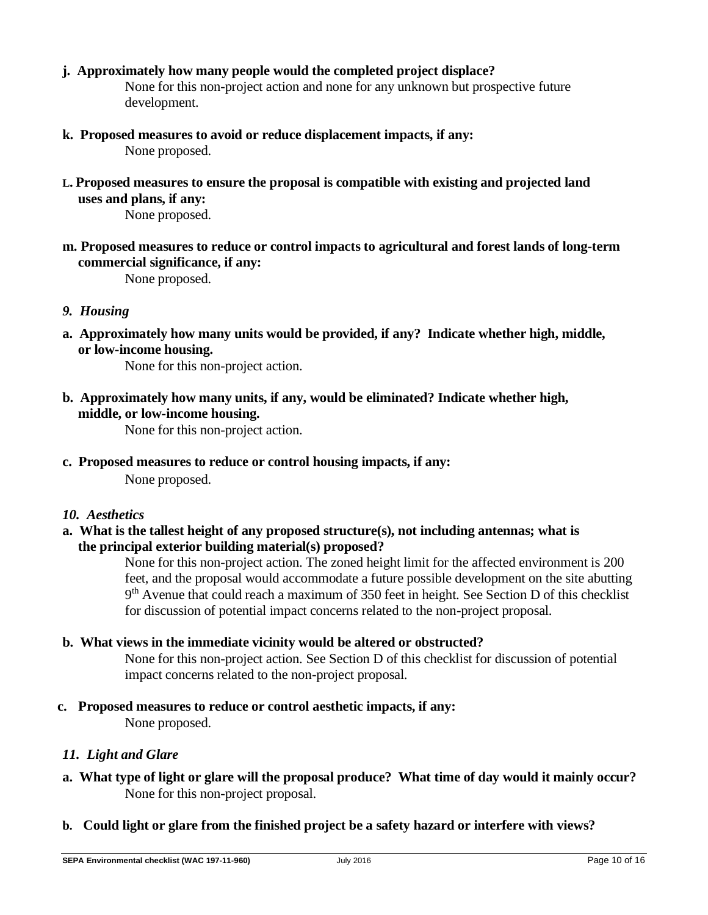**j. Approximately how many people would the completed project displace?**

None for this non-project action and none for any unknown but prospective future development.

**k. Proposed measures to avoid or reduce displacement impacts, if any:**

None proposed.

**L. Proposed measures to ensure the proposal is compatible with existing and projected land uses and plans, if any:**

None proposed.

**m. Proposed measures to reduce or control impacts to agricultural and forest lands of long-term commercial significance, if any:**

None proposed.

### *9. Housing*

**a. Approximately how many units would be provided, if any? Indicate whether high, middle, or low-income housing.**

None for this non-project action.

**b. Approximately how many units, if any, would be eliminated? Indicate whether high, middle, or low-income housing.**

None for this non-project action.

**c. Proposed measures to reduce or control housing impacts, if any:**

None proposed.

### *10. Aesthetics*

**a. What is the tallest height of any proposed structure(s), not including antennas; what is the principal exterior building material(s) proposed?**

None for this non-project action. The zoned height limit for the affected environment is 200 feet, and the proposal would accommodate a future possible development on the site abutting 9th Avenue that could reach a maximum of 350 feet in height. See Section D of this checklist for discussion of potential impact concerns related to the non-project proposal.

**b. What views in the immediate vicinity would be altered or obstructed?**

None for this non-project action. See Section D of this checklist for discussion of potential impact concerns related to the non-project proposal.

**c. Proposed measures to reduce or control aesthetic impacts, if any:**

None proposed.

### *11. Light and Glare*

**a. What type of light or glare will the proposal produce? What time of day would it mainly occur?**

None for this non-project proposal.

**b. Could light or glare from the finished project be a safety hazard or interfere with views?**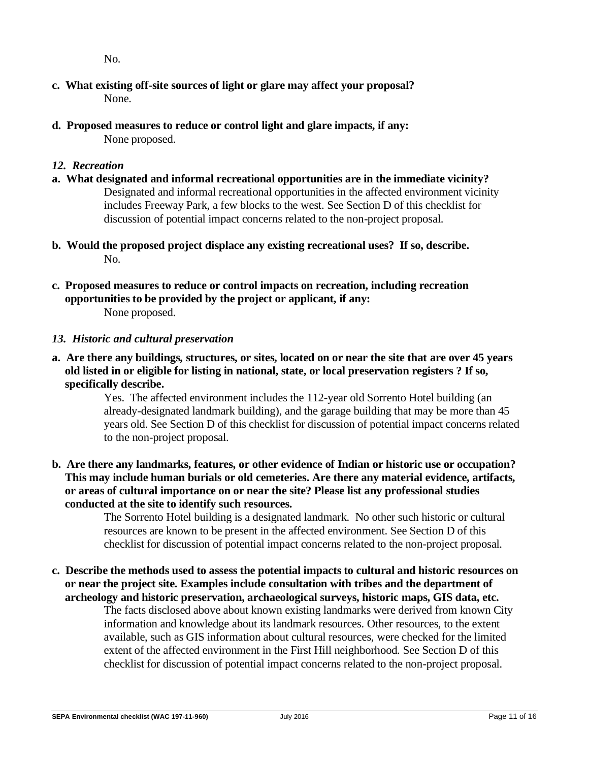No.

**c. What existing off-site sources of light or glare may affect your proposal?**

None.

**d. Proposed measures to reduce or control light and glare impacts, if any:**

None proposed.

### *12. Recreation*

**a. What designated and informal recreational opportunities are in the immediate vicinity?**

Designated and informal recreational opportunities in the affected environment vicinity includes Freeway Park, a few blocks to the west. See Section D of this checklist for discussion of potential impact concerns related to the non-project proposal.

**b. Would the proposed project displace any existing recreational uses? If so, describe.**

No.

**c. Proposed measures to reduce or control impacts on recreation, including recreation opportunities to be provided by the project or applicant, if any:**

None proposed.

### *13. Historic and cultural preservation*

**a. Are there any buildings, structures, or sites, located on or near the site that are over 45 years old listed in or eligible for listing in national, state, or local preservation registers ? If so, specifically describe.**

Yes. The affected environment includes the 112-year old Sorrento Hotel building (an already-designated landmark building), and the garage building that may be more than 45 years old. See Section D of this checklist for discussion of potential impact concerns related to the non-project proposal.

**b. Are there any landmarks, features, or other evidence of Indian or historic use or occupation? This may include human burials or old cemeteries. Are there any material evidence, artifacts, or areas of cultural importance on or near the site? Please list any professional studies conducted at the site to identify such resources.**

The Sorrento Hotel building is a designated landmark. No other such historic or cultural resources are known to be present in the affected environment. See Section D of this checklist for discussion of potential impact concerns related to the non-project proposal.

**c. Describe the methods used to assess the potential impacts to cultural and historic resources on or near the project site. Examples include consultation with tribes and the department of archeology and historic preservation, archaeological surveys, historic maps, GIS data, etc.**

The facts disclosed above about known existing landmarks were derived from known City information and knowledge about its landmark resources. Other resources, to the extent available, such as GIS information about cultural resources, were checked for the limited extent of the affected environment in the First Hill neighborhood. See Section D of this checklist for discussion of potential impact concerns related to the non-project proposal.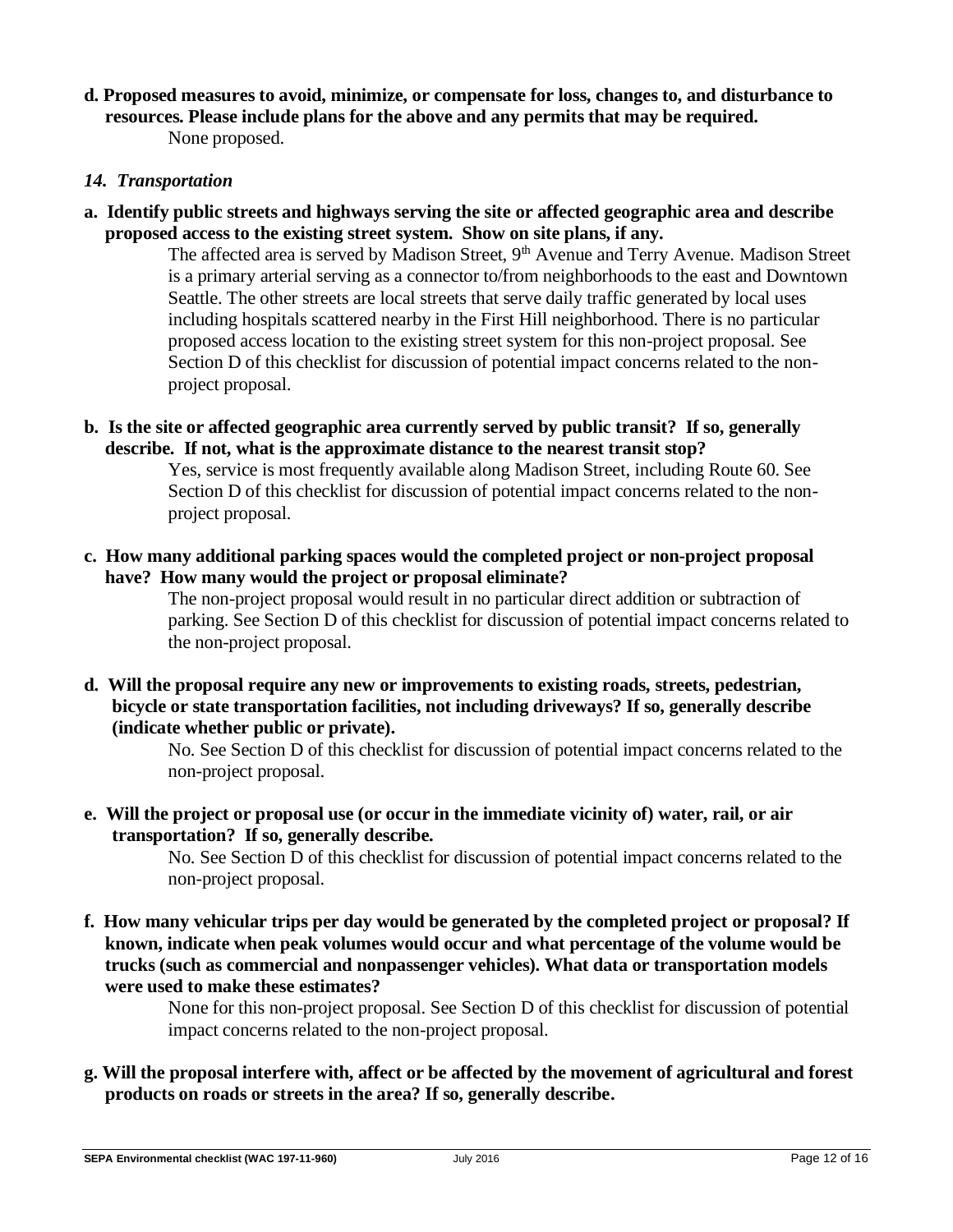**d. Proposed measures to avoid, minimize, or compensate for loss, changes to, and disturbance to resources. Please include plans for the above and any permits that may be required.**

None proposed.

### *14. Transportation*

**a. Identify public streets and highways serving the site or affected geographic area and describe proposed access to the existing street system. Show on site plans, if any.**

The affected area is served by Madison Street, 9th Avenue and Terry Avenue. Madison Street is a primary arterial serving as a connector to/from neighborhoods to the east and Downtown Seattle. The other streets are local streets that serve daily traffic generated by local uses including hospitals scattered nearby in the First Hill neighborhood. There is no particular proposed access location to the existing street system for this non-project proposal. See Section D of this checklist for discussion of potential impact concerns related to the non-project proposal.

**b. Is the site or affected geographic area currently served by public transit? If so, generally describe. If not, what is the approximate distance to the nearest transit stop?**

Yes, service is most frequently available along Madison Street, including Route 60. See Section D of this checklist for discussion of potential impact concerns related to the non-project proposal.

**c. How many additional parking spaces would the completed project or non-project proposal have? How many would the project or proposal eliminate?**

The non-project proposal would result in no particular direct addition or subtraction of parking. See Section D of this checklist for discussion of potential impact concerns related to the non-project proposal.

**d. Will the proposal require any new or improvements to existing roads, streets, pedestrian, bicycle or state transportation facilities, not including driveways? If so, generally describe (indicate whether public or private).**

No. See Section D of this checklist for discussion of potential impact concerns related to the non-project proposal.

**e. Will the project or proposal use (or occur in the immediate vicinity of) water, rail, or air transportation? If so, generally describe.**

No. See Section D of this checklist for discussion of potential impact concerns related to the non-project proposal.

**f. How many vehicular trips per day would be generated by the completed project or proposal? If known, indicate when peak volumes would occur and what percentage of the volume would be trucks (such as commercial and nonpassenger vehicles). What data or transportation models were used to make these estimates?**

None for this non-project proposal. See Section D of this checklist for discussion of potential impact concerns related to the non-project proposal.

**g. Will the proposal interfere with, affect or be affected by the movement of agricultural and forest products on roads or streets in the area? If so, generally describe.**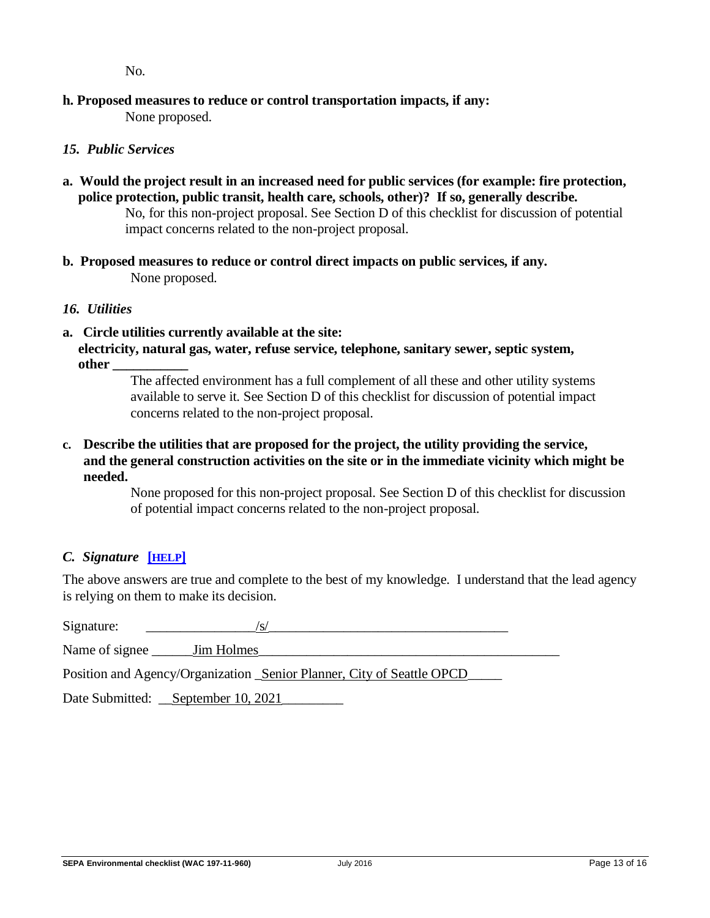No.

**h. Proposed measures to reduce or control transportation impacts, if any:**

None proposed.

### *15. Public Services*

**a. Would the project result in an increased need for public services (for example: fire protection, police protection, public transit, health care, schools, other)? If so, generally describe.**

No, for this non-project proposal. See Section D of this checklist for discussion of potential impact concerns related to the non-project proposal.

**b. Proposed measures to reduce or control direct impacts on public services, if any.**

None proposed.

### *16. Utilities*

**a. Circle utilities currently available at the site:**
**electricity, natural gas, water, refuse service, telephone, sanitary sewer, septic system, other ___________**

The affected environment has a full complement of all these and other utility systems available to serve it. See Section D of this checklist for discussion of potential impact concerns related to the non-project proposal.

**c. Describe the utilities that are proposed for the project, the utility providing the service, and the general construction activities on the site or in the immediate vicinity which might be needed.**

None proposed for this non-project proposal. See Section D of this checklist for discussion of potential impact concerns related to the non-project proposal.

## *C. Signature* [HELP]

The above answers are true and complete to the best of my knowledge. I understand that the lead agency is relying on them to make its decision.

Signature: /s/

Name of signee Jim Holmes

Position and Agency/Organization Senior Planner, City of Seattle OPCD

Date Submitted: September 10, 2021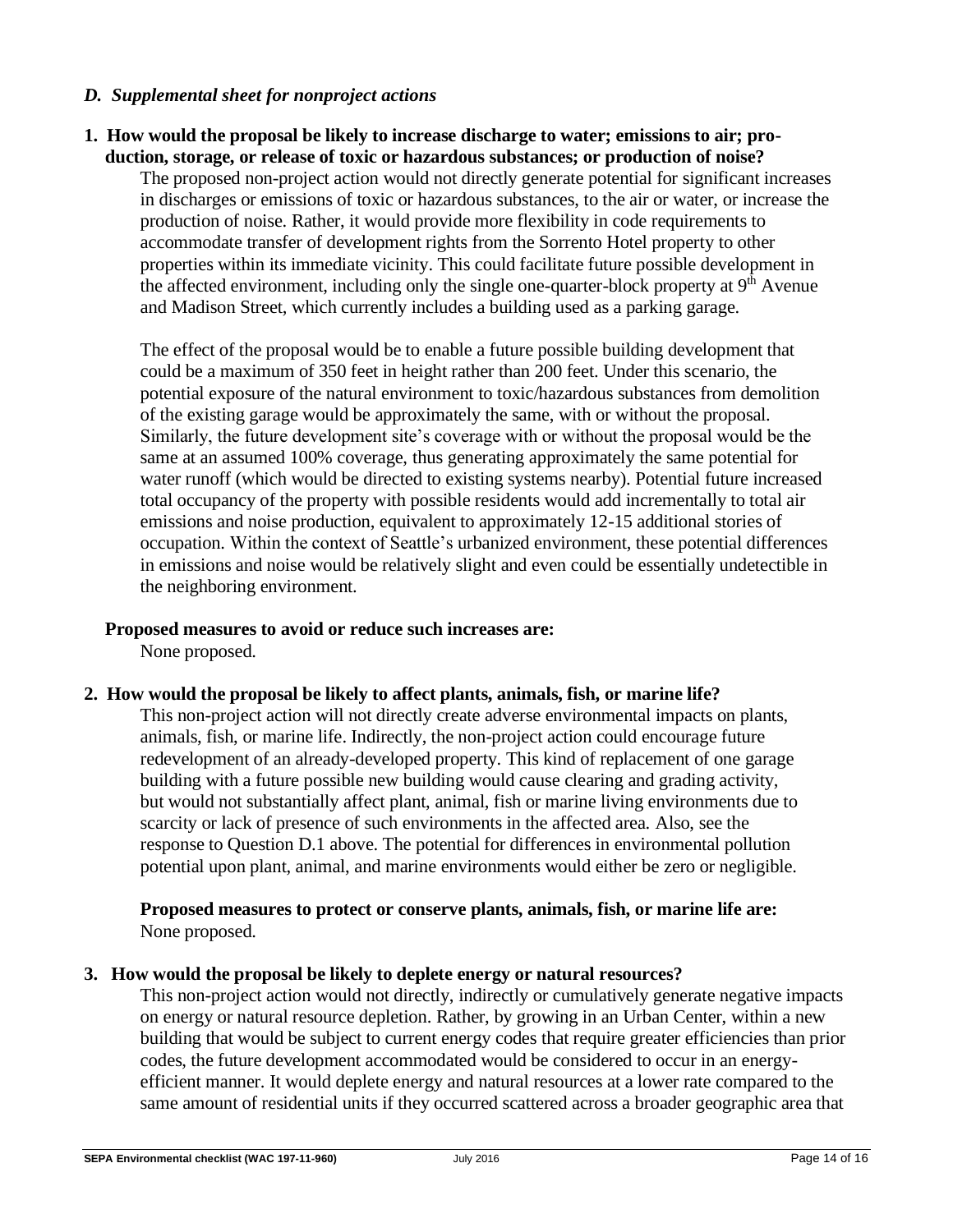## *D. Supplemental sheet for nonproject actions*

**1. How would the proposal be likely to increase discharge to water; emissions to air; production, storage, or release of toxic or hazardous substances; or production of noise?**

The proposed non-project action would not directly generate potential for significant increases in discharges or emissions of toxic or hazardous substances, to the air or water, or increase the production of noise. Rather, it would provide more flexibility in code requirements to accommodate transfer of development rights from the Sorrento Hotel property to other properties within its immediate vicinity. This could facilitate future possible development in the affected environment, including only the single one-quarter-block property at 9th Avenue and Madison Street, which currently includes a building used as a parking garage.

The effect of the proposal would be to enable a future possible building development that could be a maximum of 350 feet in height rather than 200 feet. Under this scenario, the potential exposure of the natural environment to toxic/hazardous substances from demolition of the existing garage would be approximately the same, with or without the proposal. Similarly, the future development site's coverage with or without the proposal would be the same at an assumed 100% coverage, thus generating approximately the same potential for water runoff (which would be directed to existing systems nearby). Potential future increased total occupancy of the property with possible residents would add incrementally to total air emissions and noise production, equivalent to approximately 12-15 additional stories of occupation. Within the context of Seattle's urbanized environment, these potential differences in emissions and noise would be relatively slight and even could be essentially undetectible in the neighboring environment.

**Proposed measures to avoid or reduce such increases are:**

None proposed.

**2. How would the proposal be likely to affect plants, animals, fish, or marine life?**

This non-project action will not directly create adverse environmental impacts on plants, animals, fish, or marine life. Indirectly, the non-project action could encourage future redevelopment of an already-developed property. This kind of replacement of one garage building with a future possible new building would cause clearing and grading activity, but would not substantially affect plant, animal, fish or marine living environments due to scarcity or lack of presence of such environments in the affected area. Also, see the response to Question D.1 above. The potential for differences in environmental pollution potential upon plant, animal, and marine environments would either be zero or negligible.

**Proposed measures to protect or conserve plants, animals, fish, or marine life are:**

None proposed.

**3. How would the proposal be likely to deplete energy or natural resources?**

This non-project action would not directly, indirectly or cumulatively generate negative impacts on energy or natural resource depletion. Rather, by growing in an Urban Center, within a new building that would be subject to current energy codes that require greater efficiencies than prior codes, the future development accommodated would be considered to occur in an energy-efficient manner. It would deplete energy and natural resources at a lower rate compared to the same amount of residential units if they occurred scattered across a broader geographic area that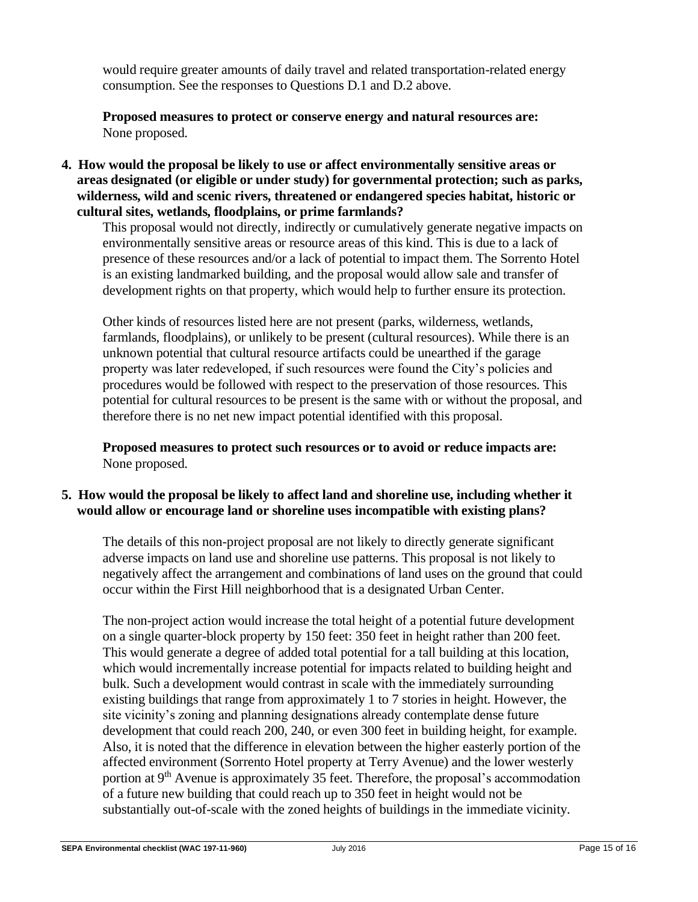would require greater amounts of daily travel and related transportation-related energy consumption. See the responses to Questions D.1 and D.2 above.

**Proposed measures to protect or conserve energy and natural resources are:**
None proposed.

**4. How would the proposal be likely to use or affect environmentally sensitive areas or areas designated (or eligible or under study) for governmental protection; such as parks, wilderness, wild and scenic rivers, threatened or endangered species habitat, historic or cultural sites, wetlands, floodplains, or prime farmlands?**

This proposal would not directly, indirectly or cumulatively generate negative impacts on environmentally sensitive areas or resource areas of this kind. This is due to a lack of presence of these resources and/or a lack of potential to impact them. The Sorrento Hotel is an existing landmarked building, and the proposal would allow sale and transfer of development rights on that property, which would help to further ensure its protection.

Other kinds of resources listed here are not present (parks, wilderness, wetlands, farmlands, floodplains), or unlikely to be present (cultural resources). While there is an unknown potential that cultural resource artifacts could be unearthed if the garage property was later redeveloped, if such resources were found the City's policies and procedures would be followed with respect to the preservation of those resources. This potential for cultural resources to be present is the same with or without the proposal, and therefore there is no net new impact potential identified with this proposal.

**Proposed measures to protect such resources or to avoid or reduce impacts are:**
None proposed.

**5. How would the proposal be likely to affect land and shoreline use, including whether it would allow or encourage land or shoreline uses incompatible with existing plans?**

The details of this non-project proposal are not likely to directly generate significant adverse impacts on land use and shoreline use patterns. This proposal is not likely to negatively affect the arrangement and combinations of land uses on the ground that could occur within the First Hill neighborhood that is a designated Urban Center.

The non-project action would increase the total height of a potential future development on a single quarter-block property by 150 feet: 350 feet in height rather than 200 feet. This would generate a degree of added total potential for a tall building at this location, which would incrementally increase potential for impacts related to building height and bulk. Such a development would contrast in scale with the immediately surrounding existing buildings that range from approximately 1 to 7 stories in height. However, the site vicinity's zoning and planning designations already contemplate dense future development that could reach 200, 240, or even 300 feet in building height, for example. Also, it is noted that the difference in elevation between the higher easterly portion of the affected environment (Sorrento Hotel property at Terry Avenue) and the lower westerly portion at 9th Avenue is approximately 35 feet. Therefore, the proposal's accommodation of a future new building that could reach up to 350 feet in height would not be substantially out-of-scale with the zoned heights of buildings in the immediate vicinity.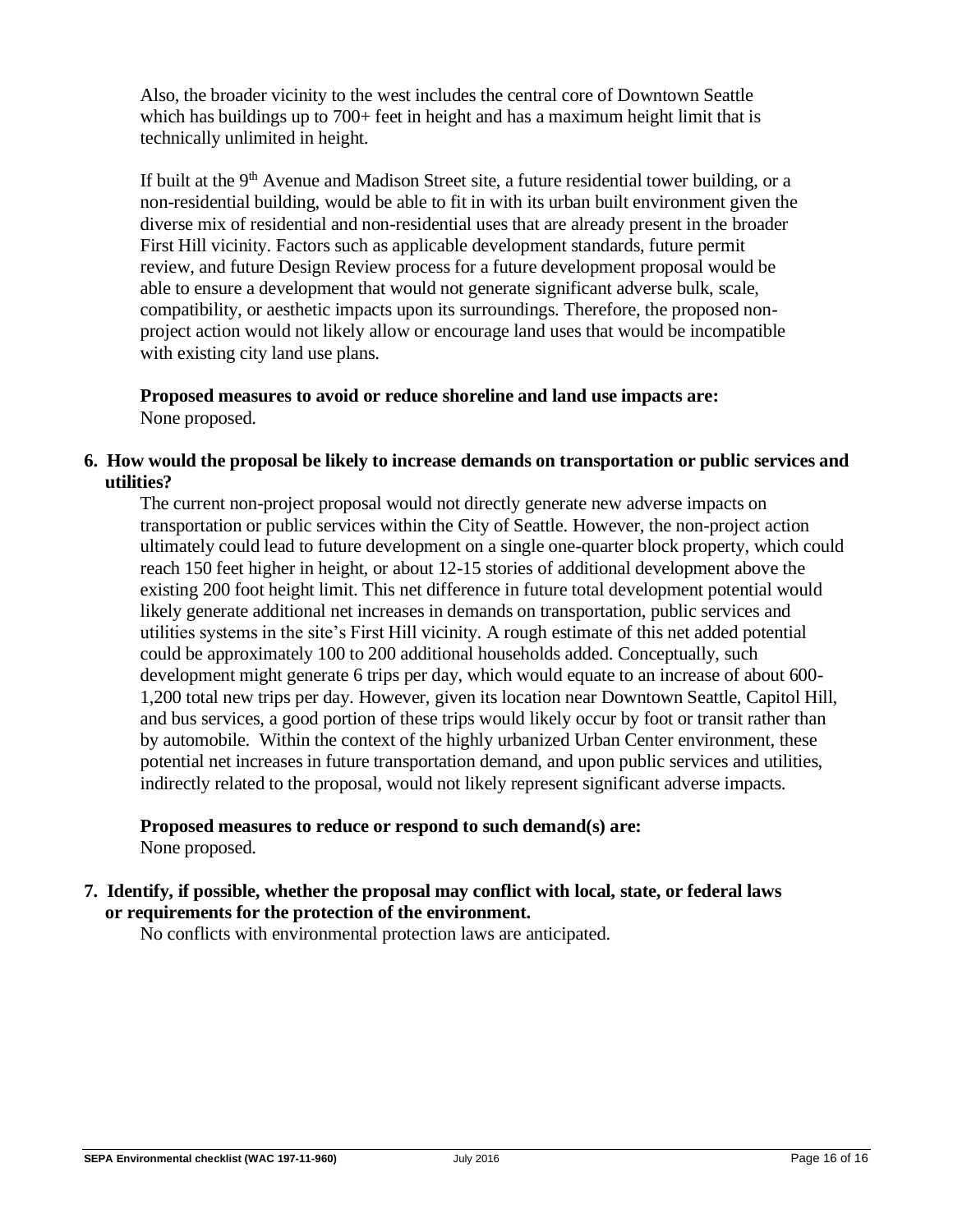Also, the broader vicinity to the west includes the central core of Downtown Seattle which has buildings up to 700+ feet in height and has a maximum height limit that is technically unlimited in height.

If built at the 9th Avenue and Madison Street site, a future residential tower building, or a non-residential building, would be able to fit in with its urban built environment given the diverse mix of residential and non-residential uses that are already present in the broader First Hill vicinity. Factors such as applicable development standards, future permit review, and future Design Review process for a future development proposal would be able to ensure a development that would not generate significant adverse bulk, scale, compatibility, or aesthetic impacts upon its surroundings. Therefore, the proposed non-project action would not likely allow or encourage land uses that would be incompatible with existing city land use plans.

**Proposed measures to avoid or reduce shoreline and land use impacts are:**
None proposed.

**6. How would the proposal be likely to increase demands on transportation or public services and utilities?**

The current non-project proposal would not directly generate new adverse impacts on transportation or public services within the City of Seattle. However, the non-project action ultimately could lead to future development on a single one-quarter block property, which could reach 150 feet higher in height, or about 12-15 stories of additional development above the existing 200 foot height limit. This net difference in future total development potential would likely generate additional net increases in demands on transportation, public services and utilities systems in the site's First Hill vicinity. A rough estimate of this net added potential could be approximately 100 to 200 additional households added. Conceptually, such development might generate 6 trips per day, which would equate to an increase of about 600-1,200 total new trips per day. However, given its location near Downtown Seattle, Capitol Hill, and bus services, a good portion of these trips would likely occur by foot or transit rather than by automobile. Within the context of the highly urbanized Urban Center environment, these potential net increases in future transportation demand, and upon public services and utilities, indirectly related to the proposal, would not likely represent significant adverse impacts.

**Proposed measures to reduce or respond to such demand(s) are:**
None proposed.

**7. Identify, if possible, whether the proposal may conflict with local, state, or federal laws or requirements for the protection of the environment.**

No conflicts with environmental protection laws are anticipated.